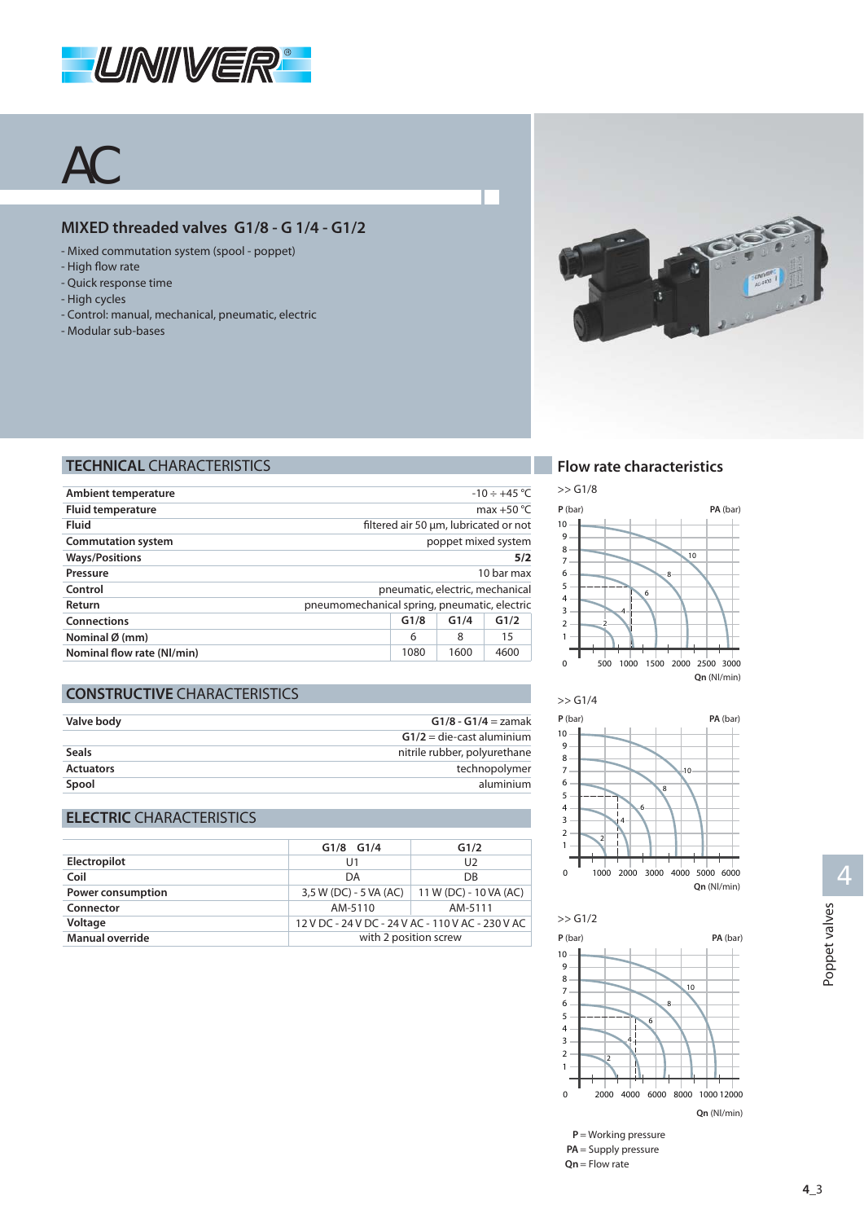# AC

## MIXED threaded valves G1/8 - G 1/4 - G1/2

- Mixed commutation system (spool - poppet)
- High flow rate
- Quick response time
- High cycles
- Control: manual, mechanical, pneumatic, electric
- Modular sub-bases

## TECHNICAL CHARACTERISTICS

| | | | |
|---|---|---|---|
| **Ambient temperature** | -10 ÷ +45 °C | | |
| **Fluid temperature** | max +50 °C | | |
| **Fluid** | filtered air 50 µm, lubricated or not | | |
| **Commutation system** | poppet mixed system | | |
| **Ways/Positions** | **5/2** | | |
| **Pressure** | 10 bar max | | |
| **Control** | pneumatic, electric, mechanical | | |
| **Return** | pneumomechanical spring, pneumatic, electric | | |
| **Connections** | **G1/8** | **G1/4** | **G1/2** |
| **Nominal Ø (mm)** | 6 | 8 | 15 |
| **Nominal flow rate (Nl/min)** | 1080 | 1600 | 4600 |

## CONSTRUCTIVE CHARACTERISTICS

| | |
|---|---|
| **Valve body** | **G1/8 - G1/4** = zamak |
| | **G1/2** = die-cast aluminium |
| **Seals** | nitrile rubber, polyurethane |
| **Actuators** | technopolymer |
| **Spool** | aluminium |

## ELECTRIC CHARACTERISTICS

| | G1/8 G1/4 | G1/2 |
|---|---|---|
| **Electropilot** | U1 | U2 |
| **Coil** | DA | DB |
| **Power consumption** | 3,5 W (DC) - 5 VA (AC) | 11 W (DC) - 10 VA (AC) |
| **Connector** | AM-5110 | AM-5111 |
| **Voltage** | 12 V DC - 24 V DC - 24 V AC - 110 V AC - 230 V AC | |
| **Manual override** | with 2 position screw | |

## Flow rate characteristics

>> G1/8

>> G1/4

>> G1/2

**P** = Working pressure
**PA** = Supply pressure
**Qn** = Flow rate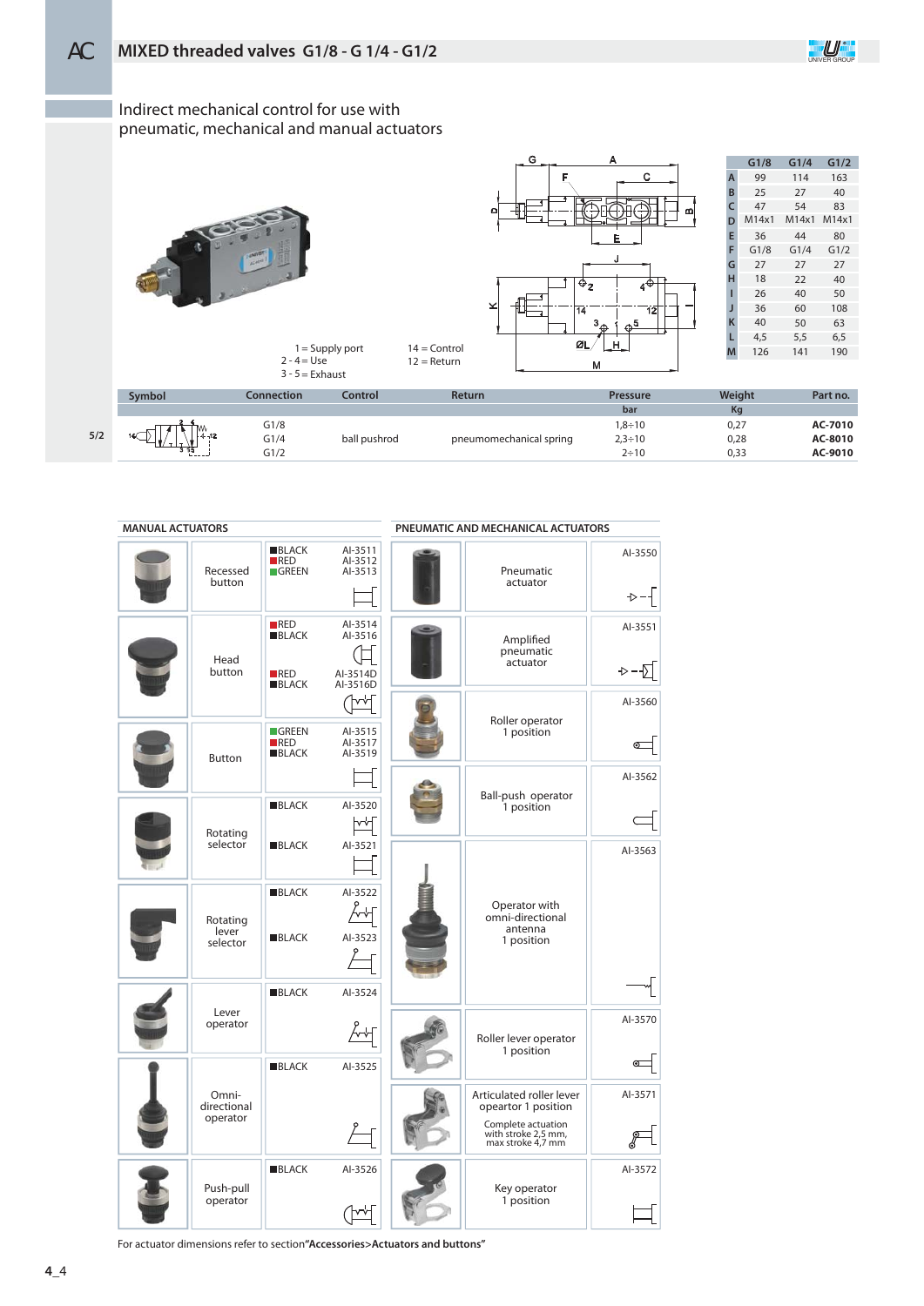## MIXED threaded valves G1/8 - G 1/4 - G1/2

Indirect mechanical control for use with pneumatic, mechanical and manual actuators

1 = Supply port
2 - 4 = Use
3 - 5 = Exhaust

14 = Control
12 = Return

| | G1/8 | G1/4 | G1/2 |
|---|---|---|---|
| A | 99 | 114 | 163 |
| B | 25 | 27 | 40 |
| C | 47 | 54 | 83 |
| D | M14x1 | M14x1 | M14x1 |
| E | 36 | 44 | 80 |
| F | G1/8 | G1/4 | G1/2 |
| G | 27 | 27 | 27 |
| H | 18 | 22 | 40 |
| I | 26 | 40 | 50 |
| J | 36 | 60 | 108 |
| K | 40 | 50 | 63 |
| L | 4,5 | 5,5 | 6,5 |
| M | 126 | 141 | 190 |

| | Symbol | Connection | Control | Return | Pressure bar | Weight Kg | Part no. |
|---|---|---|---|---|---|---|---|
| 5/2 | | G1/8 | ball pushrod | pneumomechanical spring | 1,8÷10 | 0,27 | **AC-7010** |
| | | G1/4 | | | 2,3÷10 | 0,28 | **AC-8010** |
| | | G1/2 | | | 2÷10 | 0,33 | **AC-9010** |

### MANUAL ACTUATORS

| Actuator | Colour | Part no. |
|---|---|---|
| Recessed button | BLACK | AI-3511 |
| | RED | AI-3512 |
| | GREEN | AI-3513 |
| Head button | RED | AI-3514 |
| | BLACK | AI-3516 |
| | RED | AI-3514D |
| | BLACK | AI-3516D |
| Button | GREEN | AI-3515 |
| | RED | AI-3517 |
| | BLACK | AI-3519 |
| Rotating selector | BLACK | AI-3520 |
| | BLACK | AI-3521 |
| Rotating lever selector | BLACK | AI-3522 |
| | BLACK | AI-3523 |
| Lever operator | BLACK | AI-3524 |
| Omni-directional operator | BLACK | AI-3525 |
| Push-pull operator | BLACK | AI-3526 |

### PNEUMATIC AND MECHANICAL ACTUATORS

| Actuator | Part no. |
|---|---|
| Pneumatic actuator | AI-3550 |
| Amplified pneumatic actuator | AI-3551 |
| Roller operator 1 position | AI-3560 |
| Ball-push operator 1 position | AI-3562 |
| Operator with omni-directional antenna 1 position | AI-3563 |
| Roller lever operator 1 position | AI-3570 |
| Articulated roller lever opeartor 1 position (Complete actuation with stroke 2,5 mm, max stroke 4,7 mm) | AI-3571 |
| Key operator 1 position | AI-3572 |

For actuator dimensions refer to section **"Accessories>Actuators and buttons"**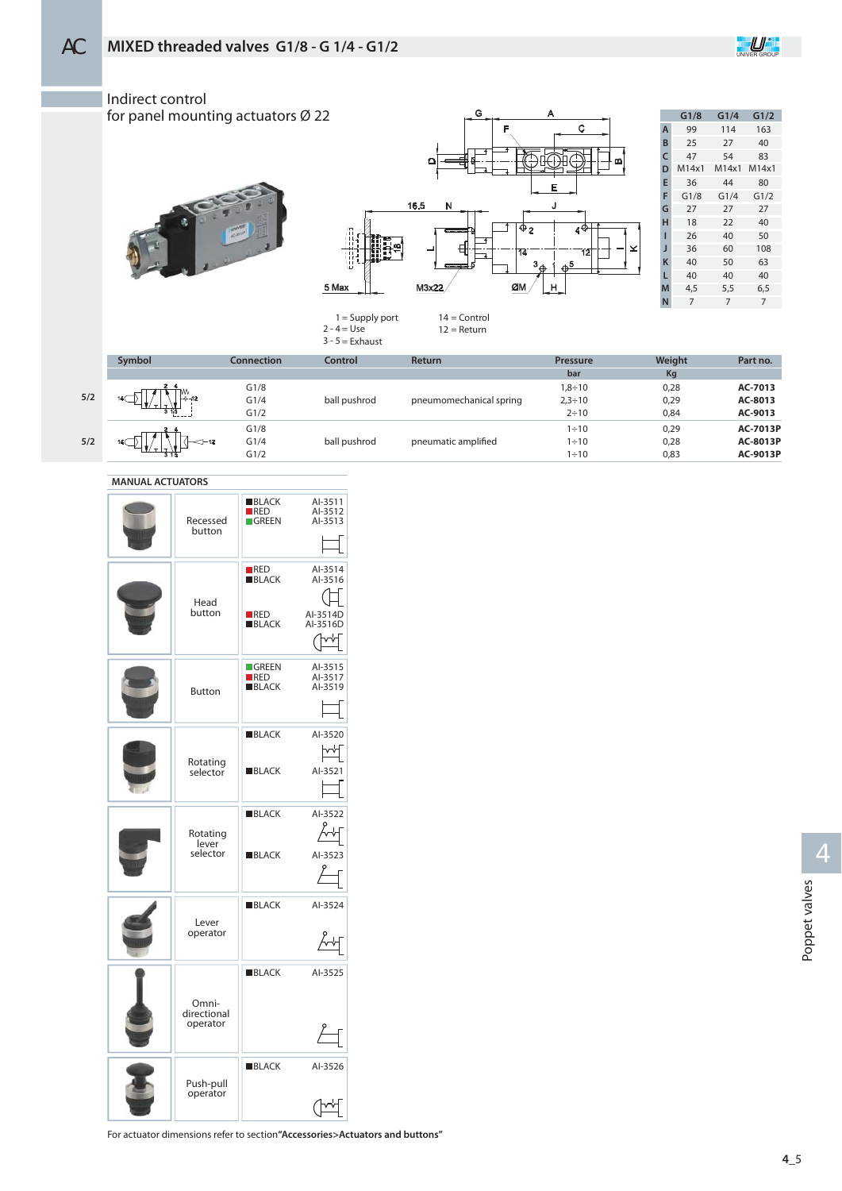# MIXED threaded valves G1/8 - G 1/4 - G1/2

## Indirect control
for panel mounting actuators Ø 22

|   | G1/8 | G1/4 | G1/2 |
|---|---|---|---|
| A | 99 | 114 | 163 |
| B | 25 | 27 | 40 |
| C | 47 | 54 | 83 |
| D | M14x1 | M14x1 | M14x1 |
| E | 36 | 44 | 80 |
| F | G1/8 | G1/4 | G1/2 |
| G | 27 | 27 | 27 |
| H | 18 | 22 | 40 |
| I | 26 | 40 | 50 |
| J | 36 | 60 | 108 |
| K | 40 | 50 | 63 |
| L | 40 | 40 | 40 |
| M | 4,5 | 5,5 | 6,5 |
| N | 7 | 7 | 7 |

1 = Supply port
2 - 4 = Use
3 - 5 = Exhaust
14 = Control
12 = Return

|   | Symbol | Connection | Control | Return | Pressure bar | Weight Kg | Part no. |
|---|---|---|---|---|---|---|---|
| 5/2 | | G1/8 | ball pushrod | pneumomechanical spring | 1,8÷10 | 0,28 | **AC-7013** |
| | | G1/4 | | | 2,3÷10 | 0,29 | **AC-8013** |
| | | G1/2 | | | 2÷10 | 0,84 | **AC-9013** |
| 5/2 | | G1/8 | ball pushrod | pneumatic amplified | 1÷10 | 0,29 | **AC-7013P** |
| | | G1/4 | | | 1÷10 | 0,28 | **AC-8013P** |
| | | G1/2 | | | 1÷10 | 0,83 | **AC-9013P** |

### MANUAL ACTUATORS

| Actuator | Color | Part no. |
|---|---|---|
| Recessed button | BLACK | AI-3511 |
| | RED | AI-3512 |
| | GREEN | AI-3513 |
| Head button | RED | AI-3514 |
| | BLACK | AI-3516 |
| | RED | AI-3514D |
| | BLACK | AI-3516D |
| Button | GREEN | AI-3515 |
| | RED | AI-3517 |
| | BLACK | AI-3519 |
| Rotating selector | BLACK | AI-3520 |
| | BLACK | AI-3521 |
| Rotating lever selector | BLACK | AI-3522 |
| | BLACK | AI-3523 |
| Lever operator | BLACK | AI-3524 |
| Omni-directional operator | BLACK | AI-3525 |
| Push-pull operator | BLACK | AI-3526 |

For actuator dimensions refer to section **"Accessories>Actuators and buttons"**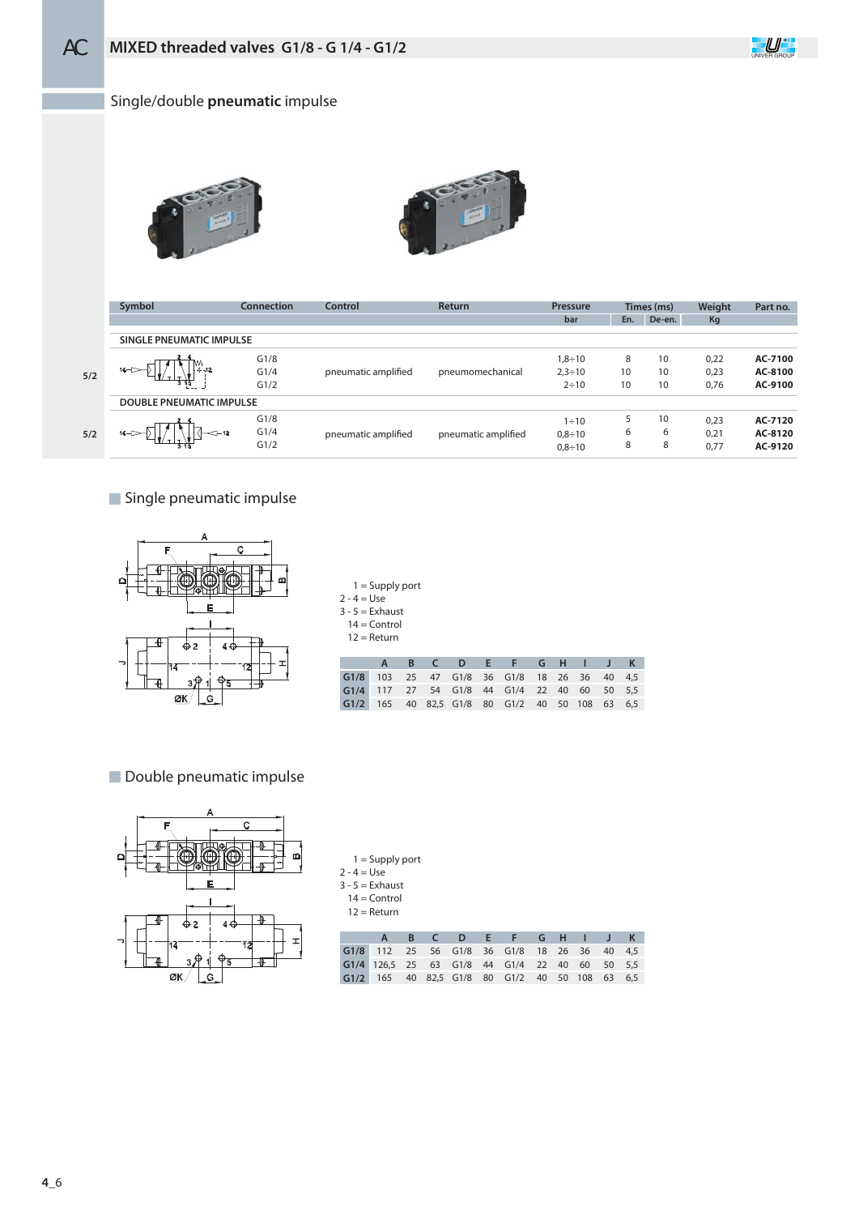# MIXED threaded valves G1/8 - G 1/4 - G1/2

## Single/double **pneumatic** impulse

| | Symbol | Connection | Control | Return | Pressure bar | Times (ms) En. | Times (ms) De-en. | Weight Kg | Part no. |
|---|---|---|---|---|---|---|---|---|---|
| | **SINGLE PNEUMATIC IMPULSE** | | | | | | | | |
| 5/2 | | G1/8 | pneumatic amplified | pneumomechanical | 1,8÷10 | 8 | 10 | 0,22 | **AC-7100** |
| | | G1/4 | | | 2,3÷10 | 10 | 10 | 0,23 | **AC-8100** |
| | | G1/2 | | | 2÷10 | 10 | 10 | 0,76 | **AC-9100** |
| | **DOUBLE PNEUMATIC IMPULSE** | | | | | | | | |
| 5/2 | | G1/8 | pneumatic amplified | pneumatic amplified | 1÷10 | 5 | 10 | 0,23 | **AC-7120** |
| | | G1/4 | | | 0,8÷10 | 6 | 6 | 0,21 | **AC-8120** |
| | | G1/2 | | | 0,8÷10 | 8 | 8 | 0,77 | **AC-9120** |

### Single pneumatic impulse

1 = Supply port
2 - 4 = Use
3 - 5 = Exhaust
14 = Control
12 = Return

| | A | B | C | D | E | F | G | H | I | J | K |
|---|---|---|---|---|---|---|---|---|---|---|---|
| **G1/8** | 103 | 25 | 47 | G1/8 | 36 | G1/8 | 18 | 26 | 36 | 40 | 4,5 |
| **G1/4** | 117 | 27 | 54 | G1/8 | 44 | G1/4 | 22 | 40 | 60 | 50 | 5,5 |
| **G1/2** | 165 | 40 | 82,5 | G1/8 | 80 | G1/2 | 40 | 50 | 108 | 63 | 6,5 |

### Double pneumatic impulse

1 = Supply port
2 - 4 = Use
3 - 5 = Exhaust
14 = Control
12 = Return

| | A | B | C | D | E | F | G | H | I | J | K |
|---|---|---|---|---|---|---|---|---|---|---|---|
| **G1/8** | 112 | 25 | 56 | G1/8 | 36 | G1/8 | 18 | 26 | 36 | 40 | 4,5 |
| **G1/4** | 126,5 | 25 | 63 | G1/8 | 44 | G1/4 | 22 | 40 | 60 | 50 | 5,5 |
| **G1/2** | 165 | 40 | 82,5 | G1/8 | 80 | G1/2 | 40 | 50 | 108 | 63 | 6,5 |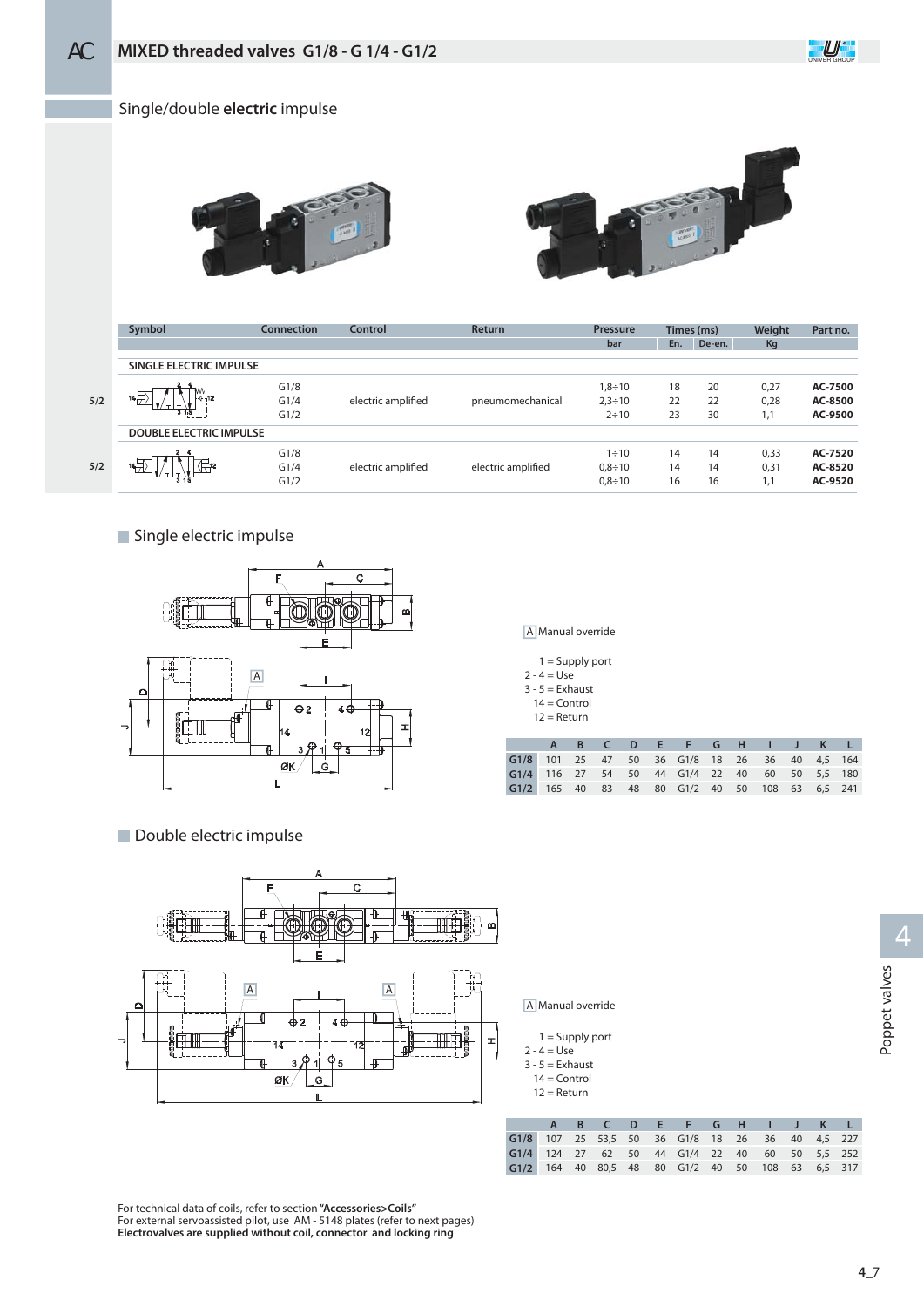# MIXED threaded valves G1/8 - G 1/4 - G1/2

## Single/double **electric** impulse

| | Symbol | Connection | Control | Return | Pressure bar | Times (ms) En. | Times (ms) De-en. | Weight Kg | Part no. |
|---|---|---|---|---|---|---|---|---|---|
| | **SINGLE ELECTRIC IMPULSE** | | | | | | | | |
| 5/2 | | G1/8 | electric amplified | pneumomechanical | 1,8÷10 | 18 | 20 | 0,27 | **AC-7500** |
| | | G1/4 | | | 2,3÷10 | 22 | 22 | 0,28 | **AC-8500** |
| | | G1/2 | | | 2÷10 | 23 | 30 | 1,1 | **AC-9500** |
| | **DOUBLE ELECTRIC IMPULSE** | | | | | | | | |
| 5/2 | | G1/8 | electric amplified | electric amplified | 1÷10 | 14 | 14 | 0,33 | **AC-7520** |
| | | G1/4 | | | 0,8÷10 | 14 | 14 | 0,31 | **AC-8520** |
| | | G1/2 | | | 0,8÷10 | 16 | 16 | 1,1 | **AC-9520** |

## Single electric impulse

A Manual override

1 = Supply port
2 - 4 = Use
3 - 5 = Exhaust
14 = Control
12 = Return

| | A | B | C | D | E | F | G | H | I | J | K | L |
|---|---|---|---|---|---|---|---|---|---|---|---|---|
| **G1/8** | 101 | 25 | 47 | 50 | 36 | G1/8 | 18 | 26 | 36 | 40 | 4,5 | 164 |
| **G1/4** | 116 | 27 | 54 | 50 | 44 | G1/4 | 22 | 40 | 60 | 50 | 5,5 | 180 |
| **G1/2** | 165 | 40 | 83 | 48 | 80 | G1/2 | 40 | 50 | 108 | 63 | 6,5 | 241 |

## Double electric impulse

A Manual override

1 = Supply port
2 - 4 = Use
3 - 5 = Exhaust
14 = Control
12 = Return

| | A | B | C | D | E | F | G | H | I | J | K | L |
|---|---|---|---|---|---|---|---|---|---|---|---|---|
| **G1/8** | 107 | 25 | 53,5 | 50 | 36 | G1/8 | 18 | 26 | 36 | 40 | 4,5 | 227 |
| **G1/4** | 124 | 27 | 62 | 50 | 44 | G1/4 | 22 | 40 | 60 | 50 | 5,5 | 252 |
| **G1/2** | 164 | 40 | 80,5 | 48 | 80 | G1/2 | 40 | 50 | 108 | 63 | 6,5 | 317 |

For technical data of coils, refer to section **"Accessories>Coils"**
For external servoassisted pilot, use AM - 5148 plates (refer to next pages)
**Electrovalves are supplied without coil, connector and locking ring**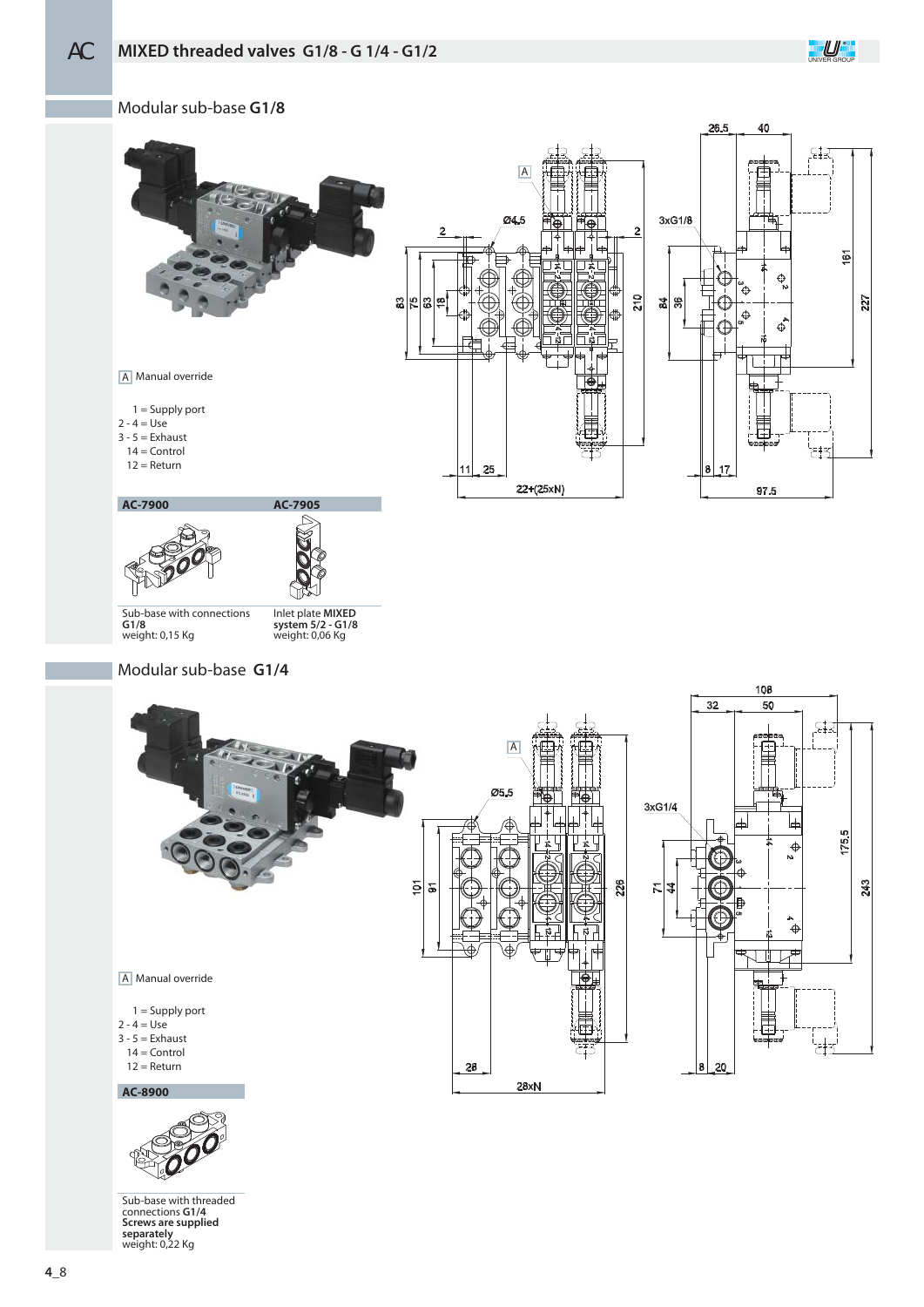# MIXED threaded valves G1/8 - G 1/4 - G1/2

## Modular sub-base **G1/8**

A Manual override

1 = Supply port
2 - 4 = Use
3 - 5 = Exhaust
14 = Control
12 = Return

| AC-7900 | AC-7905 |
|---|---|
| Sub-base with connections **G1/8** weight: 0,15 Kg | Inlet plate **MIXED system 5/2 - G1/8** weight: 0,06 Kg |

## Modular sub-base **G1/4**

A Manual override

1 = Supply port
2 - 4 = Use
3 - 5 = Exhaust
14 = Control
12 = Return

**AC-8900**

Sub-base with threaded connections **G1/4**
**Screws are supplied separately**
weight: 0,22 Kg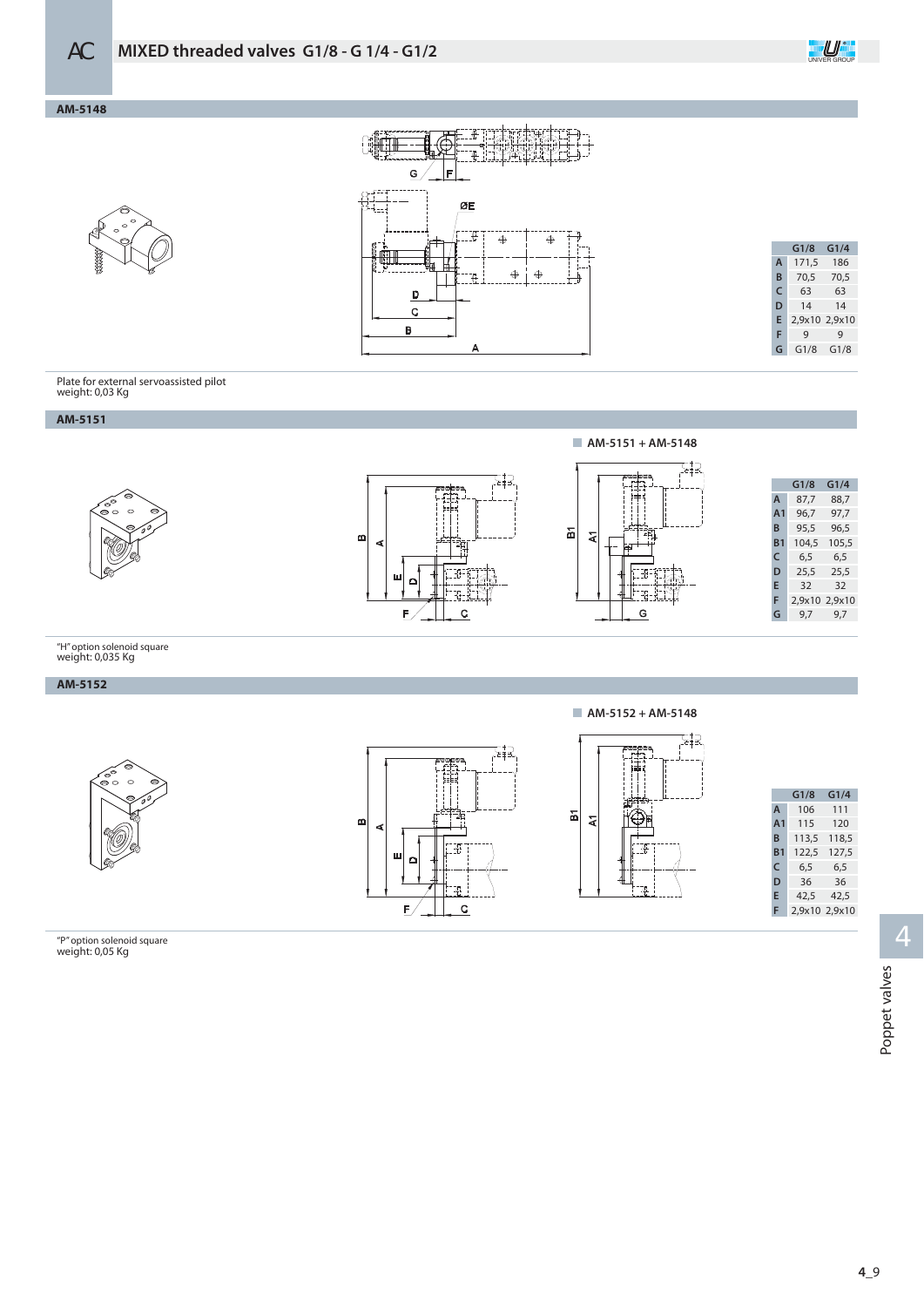# MIXED threaded valves G1/8 - G 1/4 - G1/2

## AM-5148

| | G1/8 | G1/4 |
|---|---|---|
| A | 171,5 | 186 |
| B | 70,5 | 70,5 |
| C | 63 | 63 |
| D | 14 | 14 |
| E | 2,9x10 | 2,9x10 |
| F | 9 | 9 |
| G | G1/8 | G1/8 |

Plate for external servoassisted pilot
weight: 0,03 Kg

## AM-5151

**AM-5151 + AM-5148**

| | G1/8 | G1/4 |
|---|---|---|
| A | 87,7 | 88,7 |
| A1 | 96,7 | 97,7 |
| B | 95,5 | 96,5 |
| B1 | 104,5 | 105,5 |
| C | 6,5 | 6,5 |
| D | 25,5 | 25,5 |
| E | 32 | 32 |
| F | 2,9x10 | 2,9x10 |
| G | 9,7 | 9,7 |

"H" option solenoid square
weight: 0,035 Kg

## AM-5152

**AM-5152 + AM-5148**

| | G1/8 | G1/4 |
|---|---|---|
| A | 106 | 111 |
| A1 | 115 | 120 |
| B | 113,5 | 118,5 |
| B1 | 122,5 | 127,5 |
| C | 6,5 | 6,5 |
| D | 36 | 36 |
| E | 42,5 | 42,5 |
| F | 2,9x10 | 2,9x10 |

"P" option solenoid square
weight: 0,05 Kg